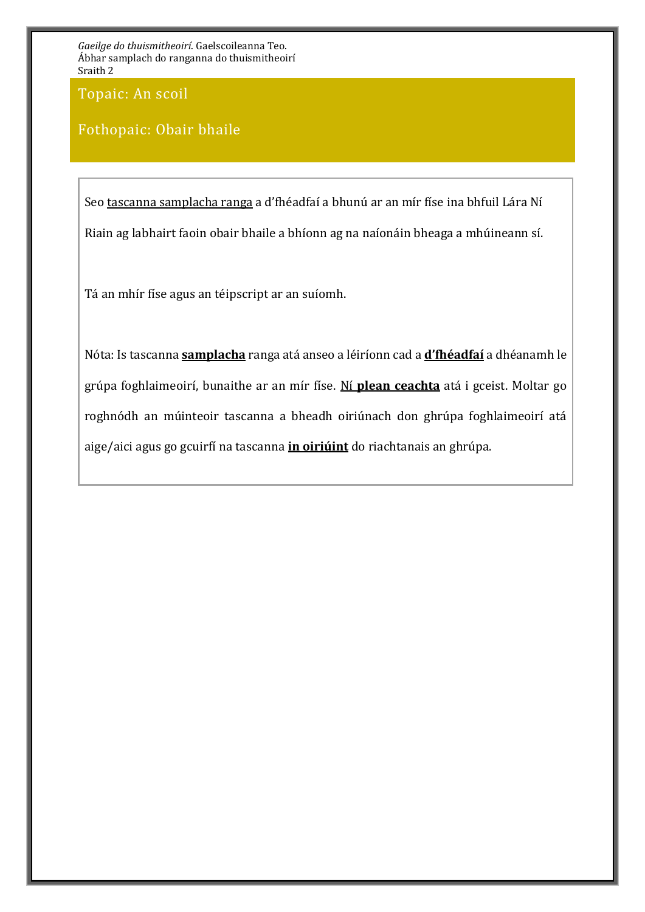*Gaeilge do thuismitheoirí*. Gaelscoileanna Teo.
Ábhar samplach do ranganna do thuismitheoirí
Sraith 2

## Topaic: An scoil

## Fothopaic: Obair bhaile

Seo <u>tascanna samplacha ranga</u> a d'fhéadfaí a bhunú ar an mír físe ina bhfuil Lára Ní Riain ag labhairt faoin obair bhaile a bhíonn ag na naíonáin bheaga a mhúineann sí.

Tá an mhír físe agus an téipscript ar an suíomh.

Nóta: Is tascanna <u>**samplacha**</u> ranga atá anseo a léiríonn cad a <u>**d'fhéadfaí**</u> a dhéanamh le grúpa foghlaimeoirí, bunaithe ar an mír físe. <u>Ní **plean ceachta**</u> atá i gceist. Moltar go roghnódh an múinteoir tascanna a bheadh oiriúnach don ghrúpa foghlaimeoirí atá aige/aici agus go gcuirfí na tascanna <u>**in oiriúint**</u> do riachtanais an ghrúpa.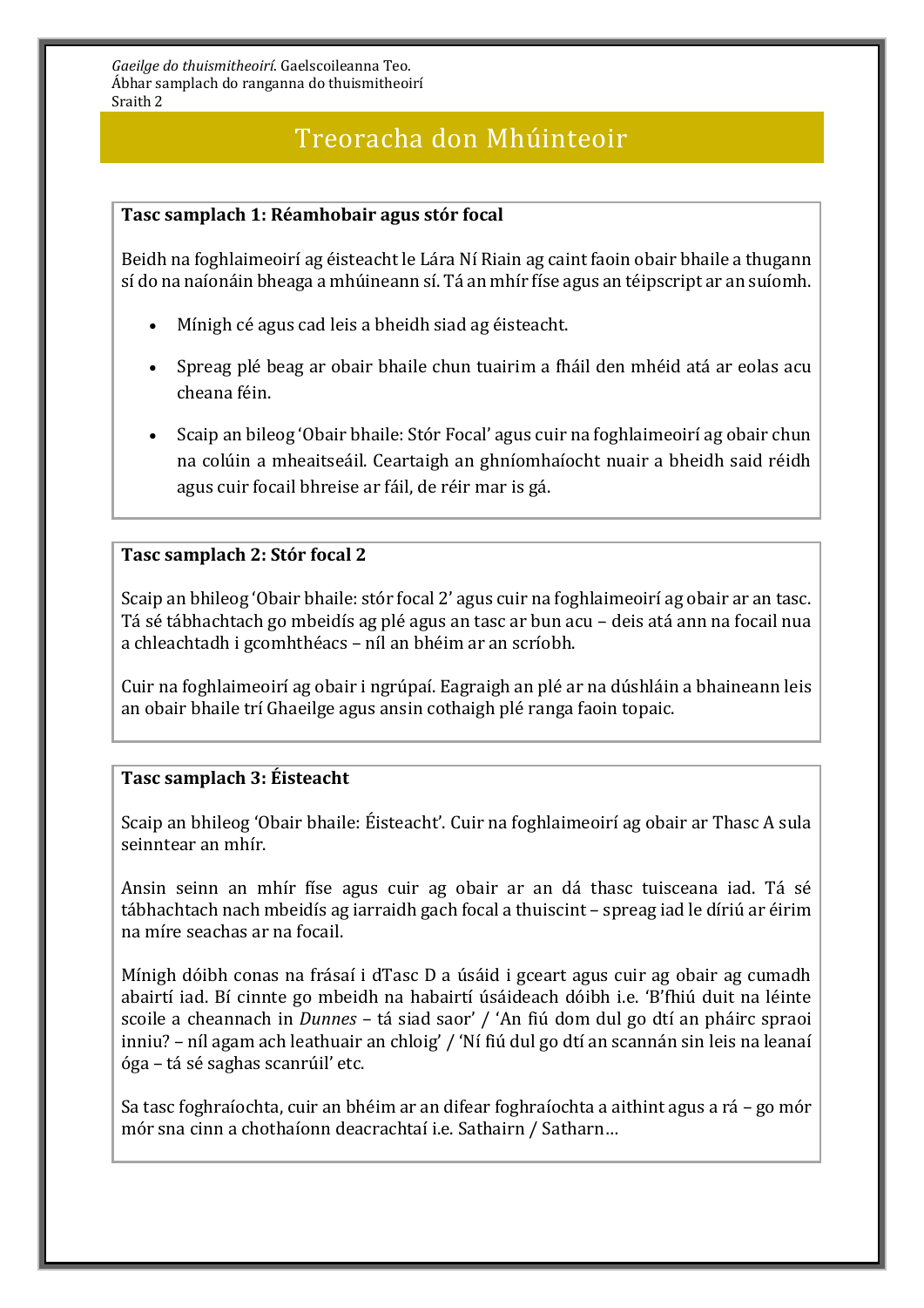*Gaeilge do thuismitheoirí*. Gaelscoileanna Teo.
Ábhar samplach do ranganna do thuismitheoirí
Sraith 2

# Treoracha don Mhúinteoir

**Tasc samplach 1: Réamhobair agus stór focal**

Beidh na foghlaimeoirí ag éisteacht le Lára Ní Riain ag caint faoin obair bhaile a thugann sí do na naíonáin bheaga a mhúineann sí. Tá an mhír físe agus an téipscript ar an suíomh.

- Mínigh cé agus cad leis a bheidh siad ag éisteacht.
- Spreag plé beag ar obair bhaile chun tuairim a fháil den mhéid atá ar eolas acu cheana féin.
- Scaip an bileog 'Obair bhaile: Stór Focal' agus cuir na foghlaimeoirí ag obair chun na colúin a mheaitseáil. Ceartaigh an ghníomhaíocht nuair a bheidh said réidh agus cuir focail bhreise ar fáil, de réir mar is gá.

**Tasc samplach 2: Stór focal 2**

Scaip an bhileog 'Obair bhaile: stór focal 2' agus cuir na foghlaimeoirí ag obair ar an tasc. Tá sé tábhachtach go mbeidís ag plé agus an tasc ar bun acu – deis atá ann na focail nua a chleachtadh i gcomhthéacs – níl an bhéim ar an scríobh.

Cuir na foghlaimeoirí ag obair i ngrúpaí. Eagraigh an plé ar na dúshláin a bhaineann leis an obair bhaile trí Ghaeilge agus ansin cothaigh plé ranga faoin topaic.

**Tasc samplach 3: Éisteacht**

Scaip an bhileog 'Obair bhaile: Éisteacht'. Cuir na foghlaimeoirí ag obair ar Thasc A sula seinntear an mhír.

Ansin seinn an mhír físe agus cuir ag obair ar an dá thasc tuisceana iad. Tá sé tábhachtach nach mbeidís ag iarraidh gach focal a thuiscint – spreag iad le díriú ar éirim na míre seachas ar na focail.

Mínigh dóibh conas na frásaí i dTasc D a úsáid i gceart agus cuir ag obair ag cumadh abairtí iad. Bí cinnte go mbeidh na habairtí úsáideach dóibh i.e. 'B'fhiú duit na léinte scoile a cheannach in *Dunnes* – tá siad saor' / 'An fiú dom dul go dtí an pháirc spraoi inniu? – níl agam ach leathuair an chloig' / 'Ní fiú dul go dtí an scannán sin leis na leanaí óga – tá sé saghas scanrúil' etc.

Sa tasc foghraíochta, cuir an bhéim ar an difear foghraíochta a aithint agus a rá – go mór mór sna cinn a chothaíonn deacrachtaí i.e. Sathairn / Satharn…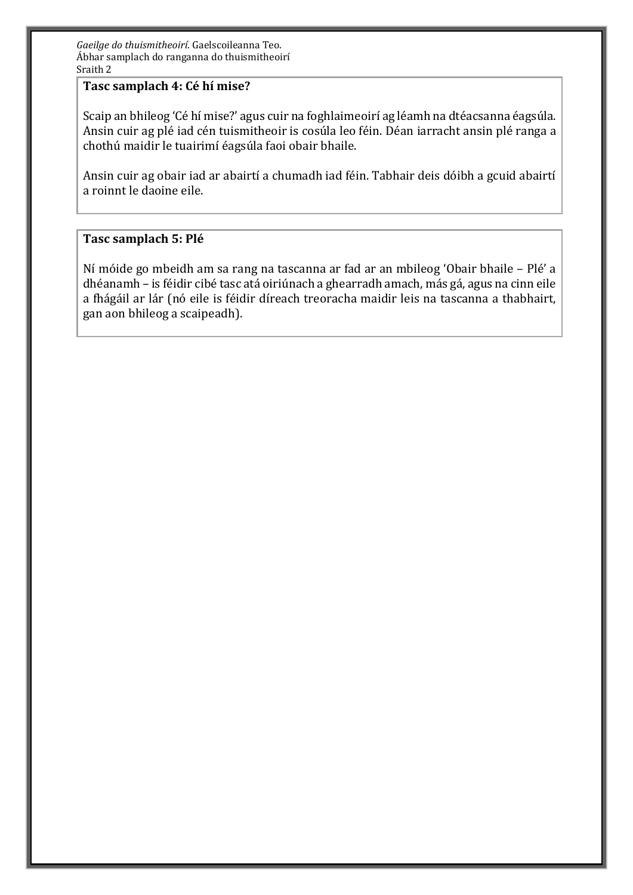### Tasc samplach 4: Cé hí mise?

Scaip an bhileog 'Cé hí mise?' agus cuir na foghlaimeoirí ag léamh na dtéacsanna éagsúla. Ansin cuir ag plé iad cén tuismitheoir is cosúla leo féin. Déan iarracht ansin plé ranga a chothú maidir le tuairimí éagsúla faoi obair bhaile.

Ansin cuir ag obair iad ar abairtí a chumadh iad féin. Tabhair deis dóibh a gcuid abairtí a roinnt le daoine eile.

### Tasc samplach 5: Plé

Ní móide go mbeidh am sa rang na tascanna ar fad ar an mbileog 'Obair bhaile – Plé' a dhéanamh – is féidir cibé tasc atá oiriúnach a ghearradh amach, más gá, agus na cinn eile a fhágáil ar lár (nó eile is féidir díreach treoracha maidir leis na tascanna a thabhairt, gan aon bhileog a scaipeadh).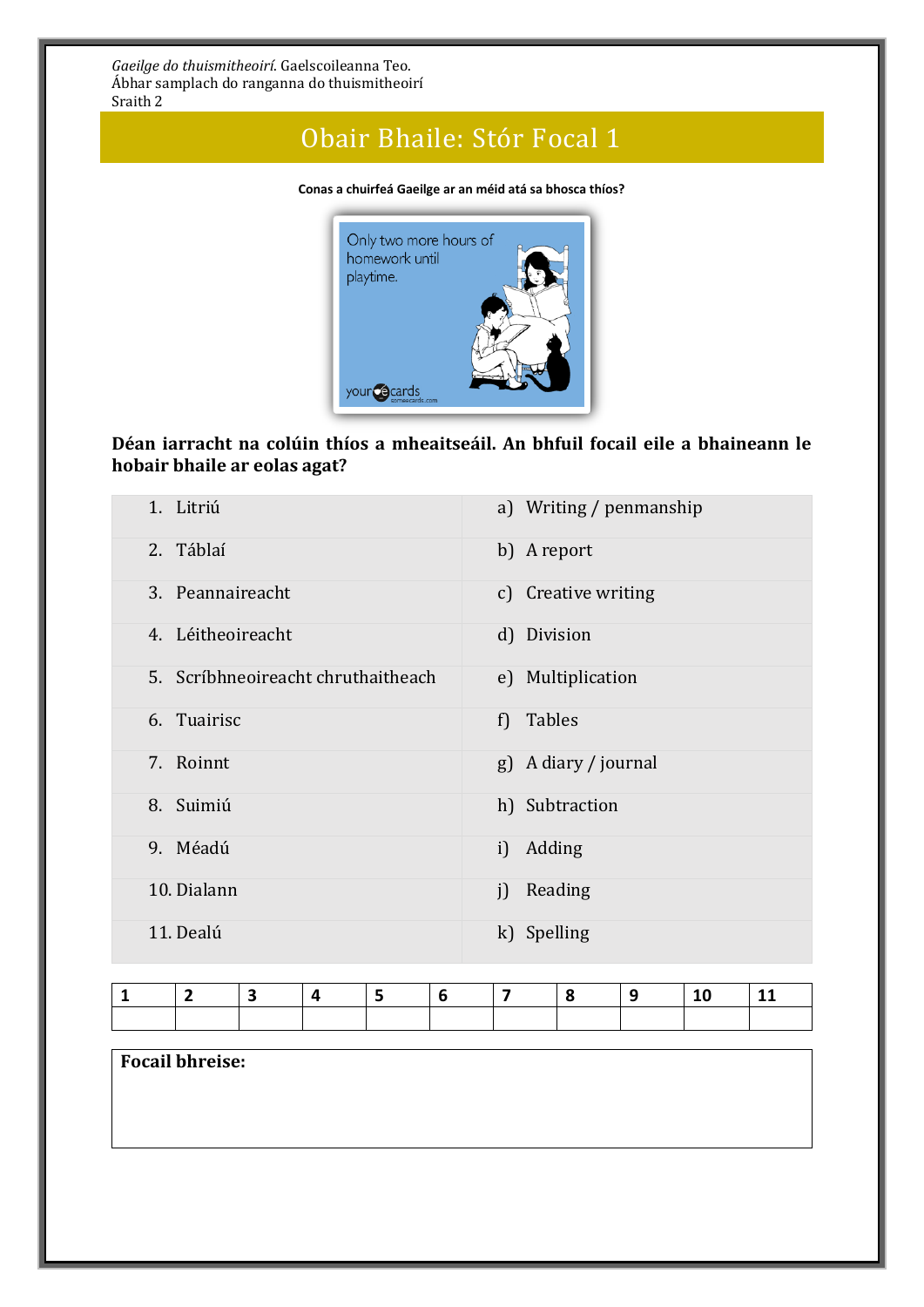*Gaeilge do thuismitheoirí*. Gaelscoileanna Teo.
Ábhar samplach do ranganna do thuismitheoirí
Sraith 2

# Obair Bhaile: Stór Focal 1

**Conas a chuirfeá Gaeilge ar an méid atá sa bhosca thíos?**

Only two more hours of homework until playtime.

**Déan iarracht na colúin thíos a mheaitseáil. An bhfuil focail eile a bhaineann le hobair bhaile ar eolas agat?**

| | |
|---|---|
| 1. Litriú | a) Writing / penmanship |
| 2. Táblaí | b) A report |
| 3. Peannaireacht | c) Creative writing |
| 4. Léitheoireacht | d) Division |
| 5. Scríbhneoireacht chruthaitheach | e) Multiplication |
| 6. Tuairisc | f) Tables |
| 7. Roinnt | g) A diary / journal |
| 8. Suimiú | h) Subtraction |
| 9. Méadú | i) Adding |
| 10. Dialann | j) Reading |
| 11. Dealú | k) Spelling |

| 1 | 2 | 3 | 4 | 5 | 6 | 7 | 8 | 9 | 10 | 11 |
|---|---|---|---|---|---|---|---|---|---|---|
| | | | | | | | | | | |

**Focail bhreise:**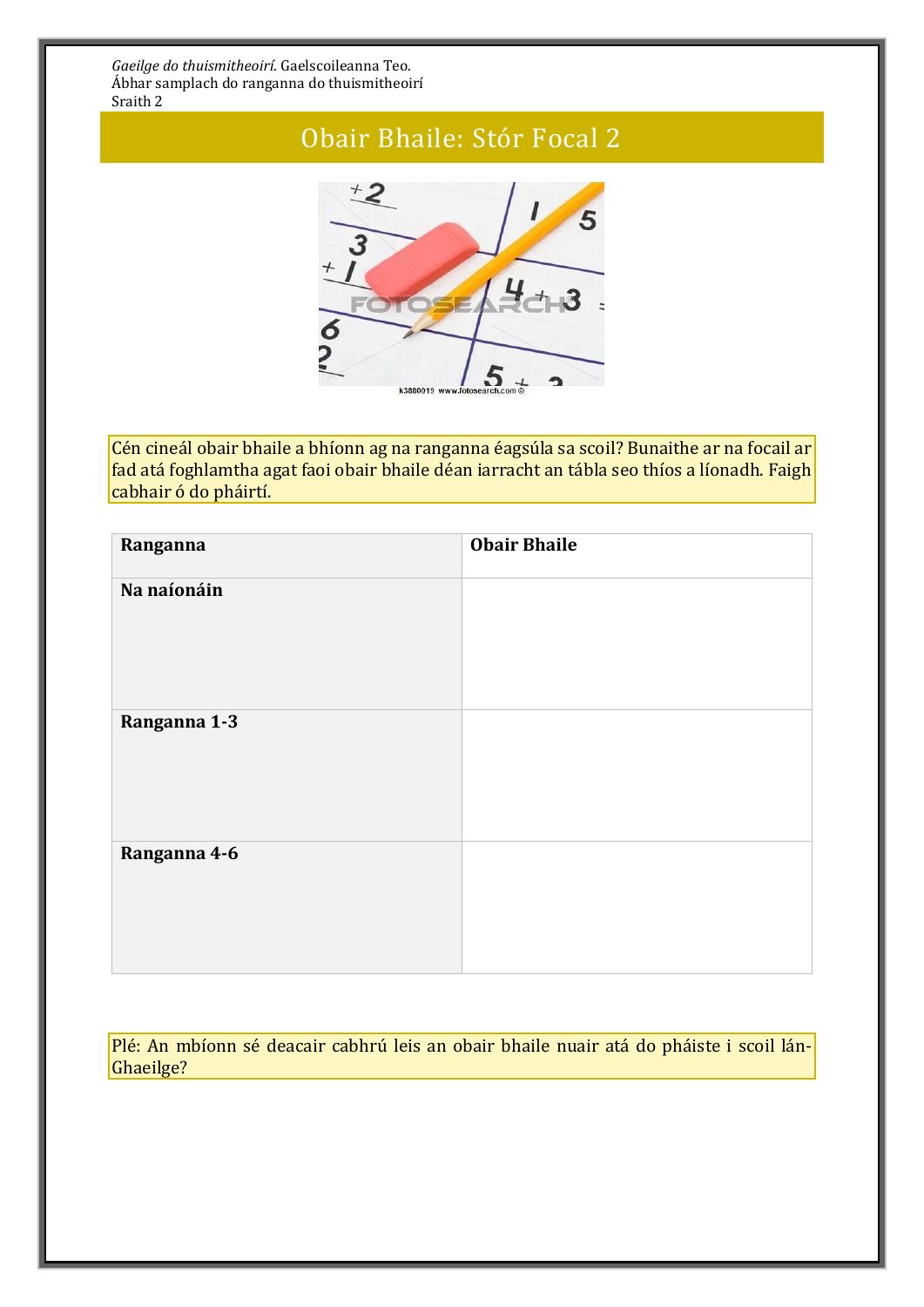*Gaeilge do thuismitheoirí*. Gaelscoileanna Teo.
Ábhar samplach do ranganna do thuismitheoirí
Sraith 2

# Obair Bhaile: Stór Focal 2

Cén cineál obair bhaile a bhíonn ag na ranganna éagsúla sa scoil? Bunaithe ar na focail ar fad atá foghlamtha agat faoi obair bhaile déan iarracht an tábla seo thíos a líonadh. Faigh cabhair ó do pháirtí.

| **Ranganna** | **Obair Bhaile** |
|---|---|
| **Na naíonáin** | |
| **Ranganna 1-3** | |
| **Ranganna 4-6** | |

Plé: An mbíonn sé deacair cabhrú leis an obair bhaile nuair atá do pháiste i scoil lán-Ghaeilge?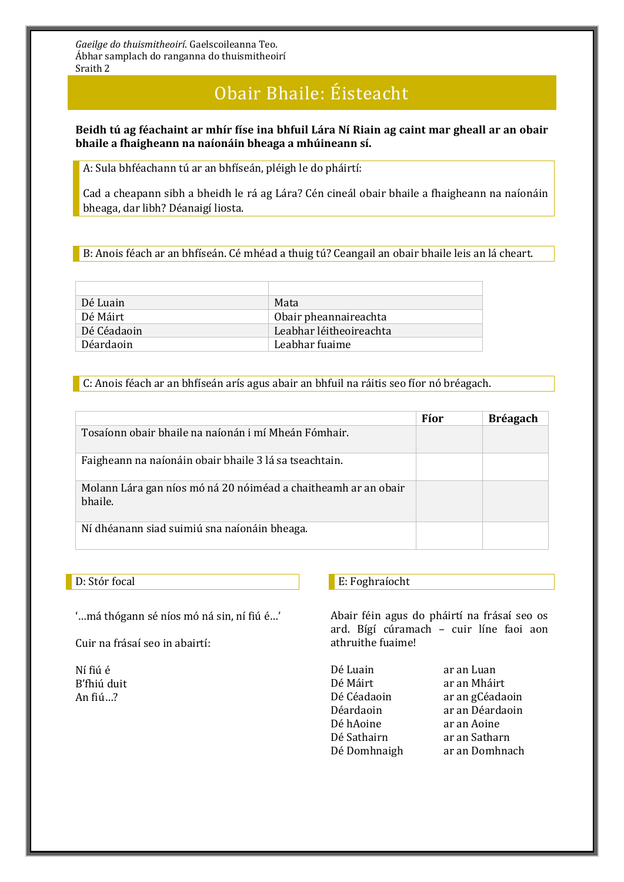*Gaeilge do thuismitheoirí.* Gaelscoileanna Teo.
Ábhar samplach do ranganna do thuismitheoirí
Sraith 2

# Obair Bhaile: Éisteacht

**Beidh tú ag féachaint ar mhír físe ina bhfuil Lára Ní Riain ag caint mar gheall ar an obair bhaile a fhaigheann na naíonáin bheaga a mhúineann sí.**

A: Sula bhféachann tú ar an bhfíseán, pléigh le do pháirtí:

Cad a cheapann sibh a bheidh le rá ag Lára? Cén cineál obair bhaile a fhaigheann na naíonáin bheaga, dar libh? Déanaigí liosta.

B: Anois féach ar an bhfíseán. Cé mhéad a thuig tú? Ceangail an obair bhaile leis an lá cheart.

| | |
|---|---|
| Dé Luain | Mata |
| Dé Máirt | Obair pheannaireachta |
| Dé Céadaoin | Leabhar léitheoireachta |
| Déardaoin | Leabhar fuaime |

C: Anois féach ar an bhfíseán arís agus abair an bhfuil na ráitis seo fíor nó bréagach.

| | Fíor | Bréagach |
|---|---|---|
| Tosaíonn obair bhaile na naíonán i mí Mheán Fómhair. | | |
| Faigheann na naíonáin obair bhaile 3 lá sa tseachtain. | | |
| Molann Lára gan níos mó ná 20 nóiméad a chaitheamh ar an obair bhaile. | | |
| Ní dhéanann siad suimiú sna naíonáin bheaga. | | |

D: Stór focal

'…má thógann sé níos mó ná sin, ní fiú é…'

Cuir na frásaí seo in abairtí:

Ní fiú é
B'fhiú duit
An fiú…?

E: Foghraíocht

Abair féin agus do pháirtí na frásaí seo os ard. Bígí cúramach – cuir líne faoi aon athruithe fuaime!

| | |
|---|---|
| Dé Luain | ar an Luan |
| Dé Máirt | ar an Mháirt |
| Dé Céadaoin | ar an gCéadaoin |
| Déardaoin | ar an Déardaoin |
| Dé hAoine | ar an Aoine |
| Dé Sathairn | ar an Satharn |
| Dé Domhnaigh | ar an Domhnach |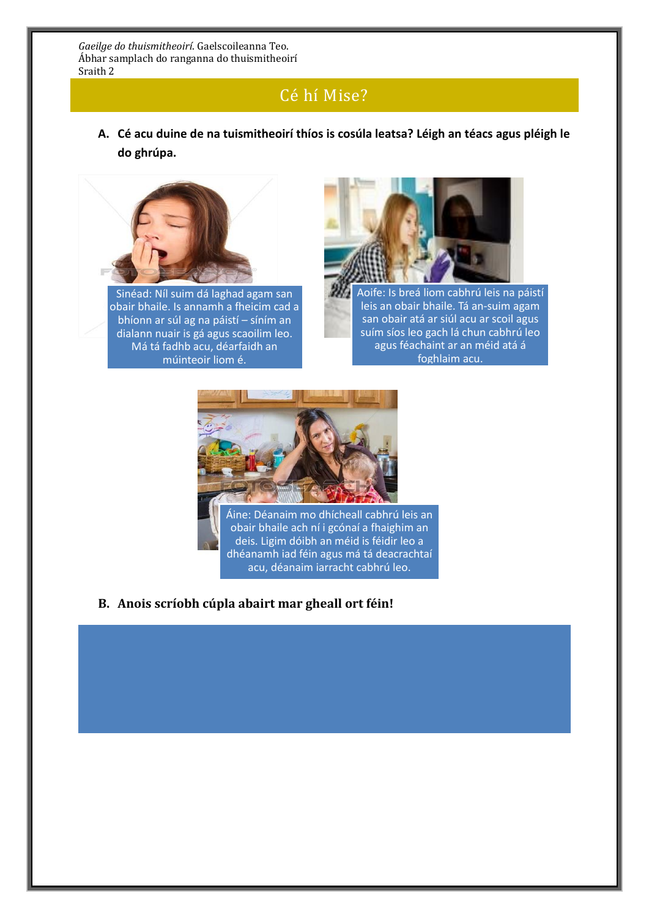*Gaeilge do thuismitheoirí*. Gaelscoileanna Teo.
Ábhar samplach do ranganna do thuismitheoirí
Sraith 2

# Cé hí Mise?

**A. Cé acu duine de na tuismitheoirí thíos is cosúla leatsa? Léigh an téacs agus pléigh le do ghrúpa.**

Sinéad: Níl suim dá laghad agam san obair bhaile. Is annamh a fheicim cad a bhíonn ar siúl ag na páistí – síním an dialann nuair is gá agus scaoilim leo. Má tá fadhb acu, déarfaidh an múinteoir liom é.

Aoife: Is breá liom cabhrú leis na páistí leis an obair bhaile. Tá an-suim agam san obair atá ar siúl acu ar scoil agus suím síos leo gach lá chun cabhrú leo agus féachaint ar an méid atá á foghlaim acu.

Áine: Déanaim mo dhícheall cabhrú leis an obair bhaile ach ní i gcónaí a fhaighim an deis. Ligim dóibh an méid is féidir leo a dhéanamh iad féin agus má tá deacrachtaí acu, déanaim iarracht cabhrú leo.

**B. Anois scríobh cúpla abairt mar gheall ort féin!**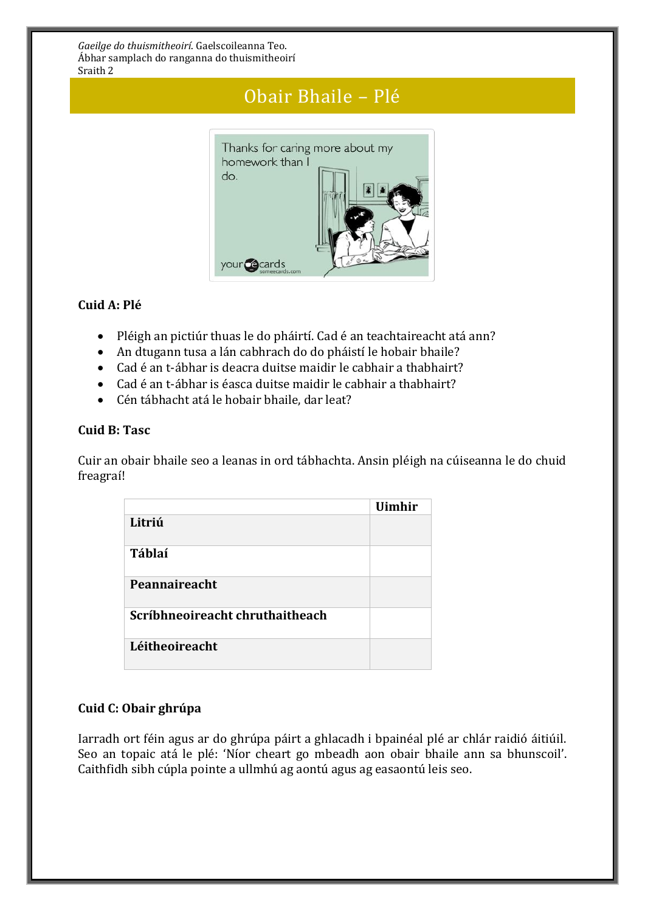*Gaeilge do thuismitheoirí*. Gaelscoileanna Teo.
Ábhar samplach do ranganna do thuismitheoirí
Sraith 2

# Obair Bhaile – Plé

### Cuid A: Plé

- Pléigh an pictiúr thuas le do pháirtí. Cad é an teachtaireacht atá ann?
- An dtugann tusa a lán cabhrach do do pháistí le hobair bhaile?
- Cad é an t-ábhar is deacra duitse maidir le cabhair a thabhairt?
- Cad é an t-ábhar is éasca duitse maidir le cabhair a thabhairt?
- Cén tábhacht atá le hobair bhaile, dar leat?

### Cuid B: Tasc

Cuir an obair bhaile seo a leanas in ord tábhachta. Ansin pléigh na cúiseanna le do chuid freagraí!

| | **Uimhir** |
|---|---|
| **Litriú** | |
| **Táblaí** | |
| **Peannaireacht** | |
| **Scríbhneoireacht chruthaitheach** | |
| **Léitheoireacht** | |

### Cuid C: Obair ghrúpa

Iarradh ort féin agus ar do ghrúpa páirt a ghlacadh i bpainéal plé ar chlár raidió áitiúil. Seo an topaic atá le plé: 'Níor cheart go mbeadh aon obair bhaile ann sa bhunscoil'. Caithfidh sibh cúpla pointe a ullmhú ag aontú agus ag easaontú leis seo.